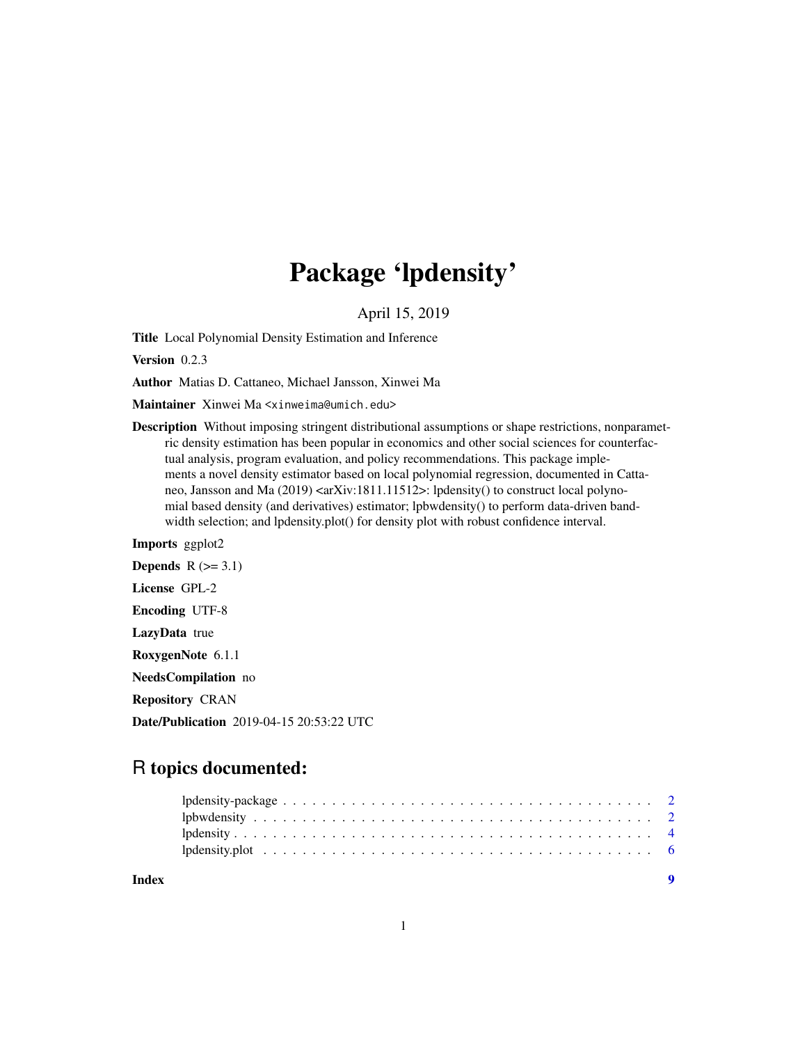# Package 'lpdensity'

April 15, 2019

**Title** Local Polynomial Density Estimation and Inference

**Version** 0.2.3

**Author** Matias D. Cattaneo, Michael Jansson, Xinwei Ma

**Maintainer** Xinwei Ma <xinweima@umich.edu>

**Description** Without imposing stringent distributional assumptions or shape restrictions, nonparametric density estimation has been popular in economics and other social sciences for counterfactual analysis, program evaluation, and policy recommendations. This package implements a novel density estimator based on local polynomial regression, documented in Cattaneo, Jansson and Ma (2019) <arXiv:1811.11512>: lpdensity() to construct local polynomial based density (and derivatives) estimator; lpbwdensity() to perform data-driven bandwidth selection; and lpdensity.plot() for density plot with robust confidence interval.

**Imports** ggplot2

**Depends** R (>= 3.1)

**License** GPL-2

**Encoding** UTF-8

**LazyData** true

**RoxygenNote** 6.1.1

**NeedsCompilation** no

**Repository** CRAN

**Date/Publication** 2019-04-15 20:53:22 UTC

## R topics documented:

| | |
|---|---|
| lpdensity-package | 2 |
| lpbwdensity | 2 |
| lpdensity | 4 |
| lpdensity.plot | 6 |
| **Index** | **9** |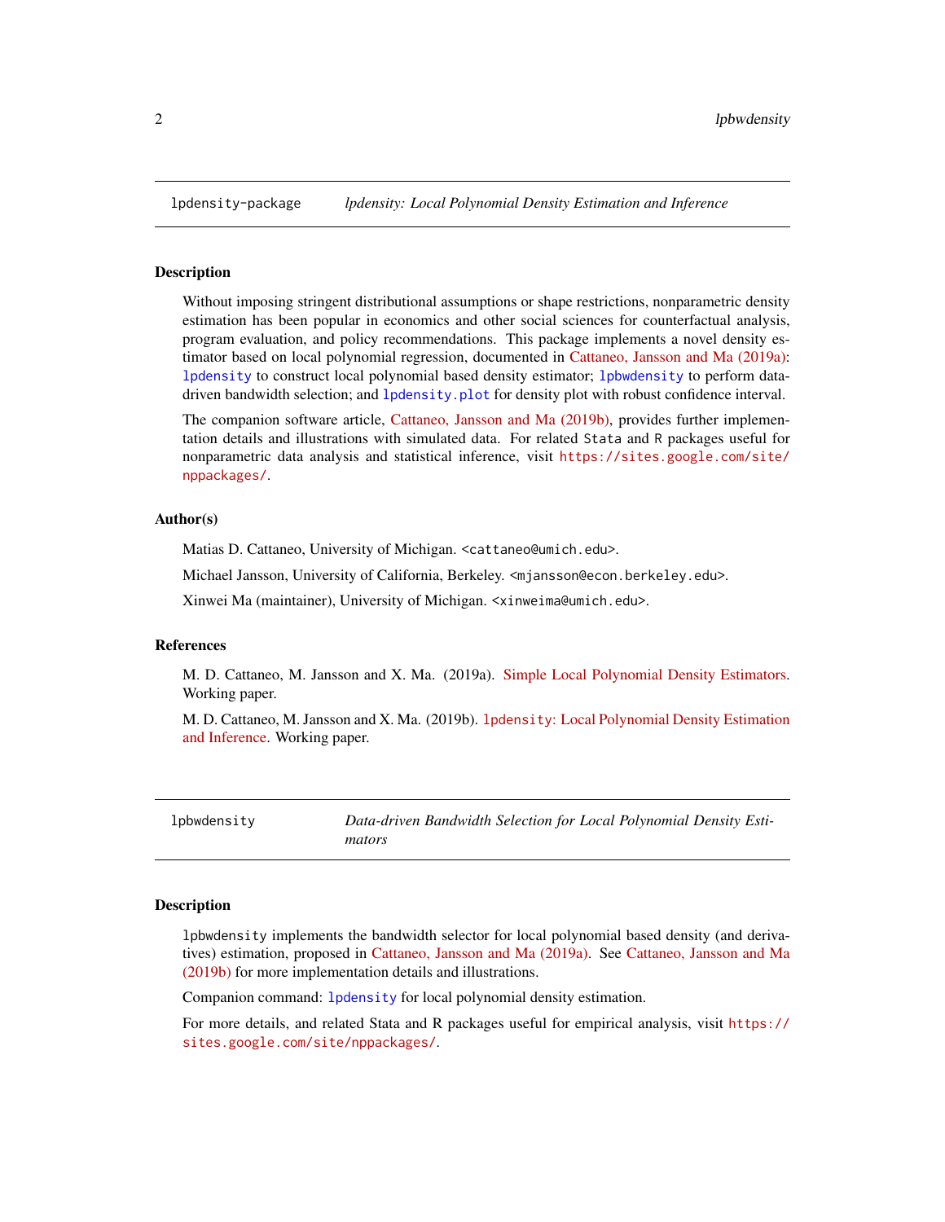## lpdensity-package *lpdensity: Local Polynomial Density Estimation and Inference*

### Description

Without imposing stringent distributional assumptions or shape restrictions, nonparametric density estimation has been popular in economics and other social sciences for counterfactual analysis, program evaluation, and policy recommendations. This package implements a novel density estimator based on local polynomial regression, documented in Cattaneo, Jansson and Ma (2019a): `lpdensity` to construct local polynomial based density estimator; `lpbwdensity` to perform data-driven bandwidth selection; and `lpdensity.plot` for density plot with robust confidence interval.

The companion software article, Cattaneo, Jansson and Ma (2019b), provides further implementation details and illustrations with simulated data. For related `Stata` and `R` packages useful for nonparametric data analysis and statistical inference, visit `https://sites.google.com/site/nppackages/`.

### Author(s)

Matias D. Cattaneo, University of Michigan. `<cattaneo@umich.edu>`.

Michael Jansson, University of California, Berkeley. `<mjansson@econ.berkeley.edu>`.

Xinwei Ma (maintainer), University of Michigan. `<xinweima@umich.edu>`.

### References

M. D. Cattaneo, M. Jansson and X. Ma. (2019a). Simple Local Polynomial Density Estimators. Working paper.

M. D. Cattaneo, M. Jansson and X. Ma. (2019b). `lpdensity`: Local Polynomial Density Estimation and Inference. Working paper.

## lpbwdensity *Data-driven Bandwidth Selection for Local Polynomial Density Estimators*

### Description

`lpbwdensity` implements the bandwidth selector for local polynomial based density (and derivatives) estimation, proposed in Cattaneo, Jansson and Ma (2019a). See Cattaneo, Jansson and Ma (2019b) for more implementation details and illustrations.

Companion command: `lpdensity` for local polynomial density estimation.

For more details, and related Stata and R packages useful for empirical analysis, visit `https://sites.google.com/site/nppackages/`.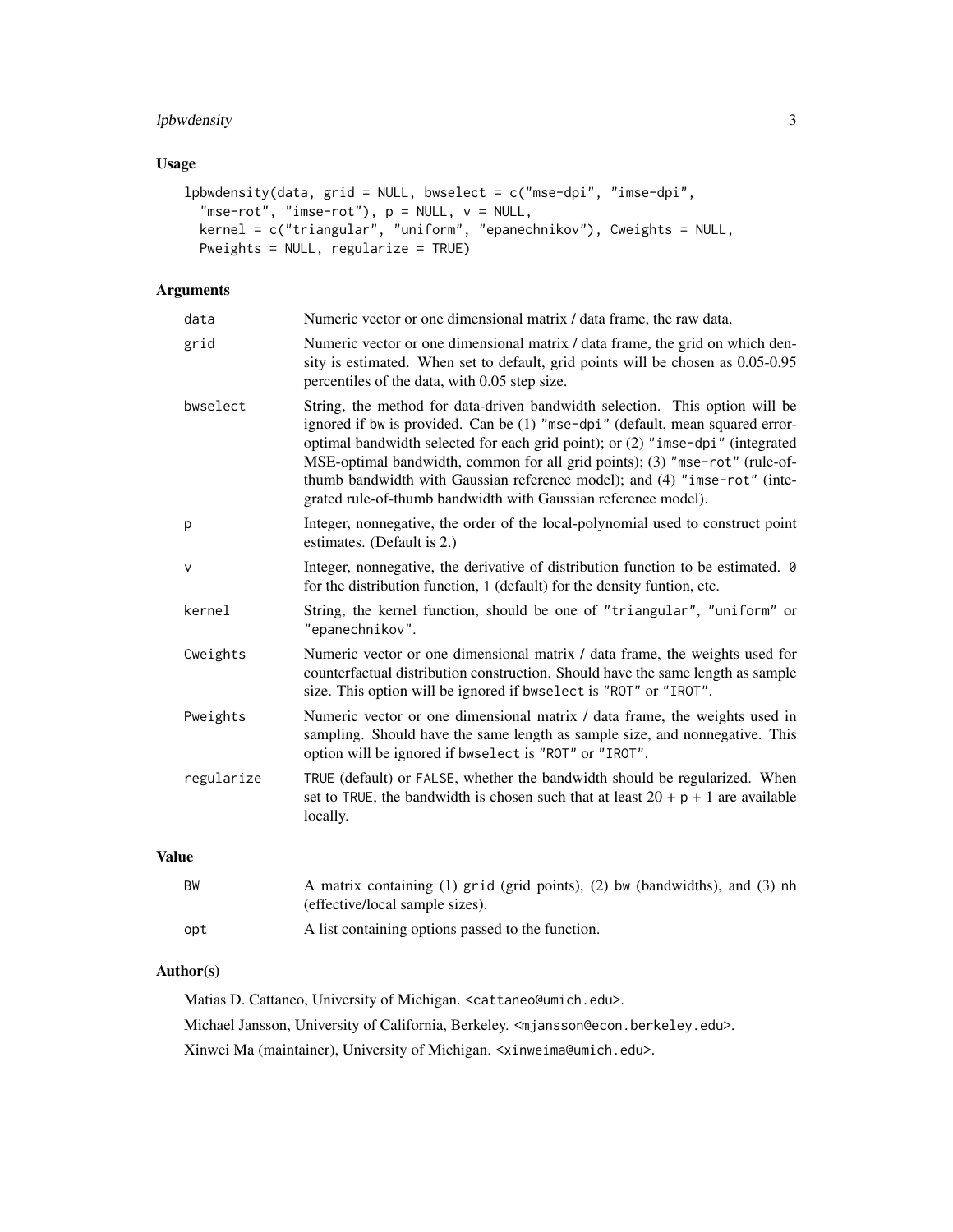## Usage

```
lpbwdensity(data, grid = NULL, bwselect = c("mse-dpi", "imse-dpi",
  "mse-rot", "imse-rot"), p = NULL, v = NULL,
  kernel = c("triangular", "uniform", "epanechnikov"), Cweights = NULL,
  Pweights = NULL, regularize = TRUE)
```

## Arguments

| | |
|---|---|
| `data` | Numeric vector or one dimensional matrix / data frame, the raw data. |
| `grid` | Numeric vector or one dimensional matrix / data frame, the grid on which density is estimated. When set to default, grid points will be chosen as 0.05-0.95 percentiles of the data, with 0.05 step size. |
| `bwselect` | String, the method for data-driven bandwidth selection. This option will be ignored if `bw` is provided. Can be (1) `"mse-dpi"` (default, mean squared error-optimal bandwidth selected for each grid point); or (2) `"imse-dpi"` (integrated MSE-optimal bandwidth, common for all grid points); (3) `"mse-rot"` (rule-of-thumb bandwidth with Gaussian reference model); and (4) `"imse-rot"` (integrated rule-of-thumb bandwidth with Gaussian reference model). |
| `p` | Integer, nonnegative, the order of the local-polynomial used to construct point estimates. (Default is 2.) |
| `v` | Integer, nonnegative, the derivative of distribution function to be estimated. `0` for the distribution function, `1` (default) for the density funtion, etc. |
| `kernel` | String, the kernel function, should be one of `"triangular"`, `"uniform"` or `"epanechnikov"`. |
| `Cweights` | Numeric vector or one dimensional matrix / data frame, the weights used for counterfactual distribution construction. Should have the same length as sample size. This option will be ignored if `bwselect` is `"ROT"` or `"IROT"`. |
| `Pweights` | Numeric vector or one dimensional matrix / data frame, the weights used in sampling. Should have the same length as sample size, and nonnegative. This option will be ignored if `bwselect` is `"ROT"` or `"IROT"`. |
| `regularize` | `TRUE` (default) or `FALSE`, whether the bandwidth should be regularized. When set to `TRUE`, the bandwidth is chosen such that at least 20 + `p` + 1 are available locally. |

## Value

| | |
|---|---|
| `BW` | A matrix containing (1) `grid` (grid points), (2) `bw` (bandwidths), and (3) `nh` (effective/local sample sizes). |
| `opt` | A list containing options passed to the function. |

## Author(s)

Matias D. Cattaneo, University of Michigan. <cattaneo@umich.edu>.

Michael Jansson, University of California, Berkeley. <mjansson@econ.berkeley.edu>.

Xinwei Ma (maintainer), University of Michigan. <xinweima@umich.edu>.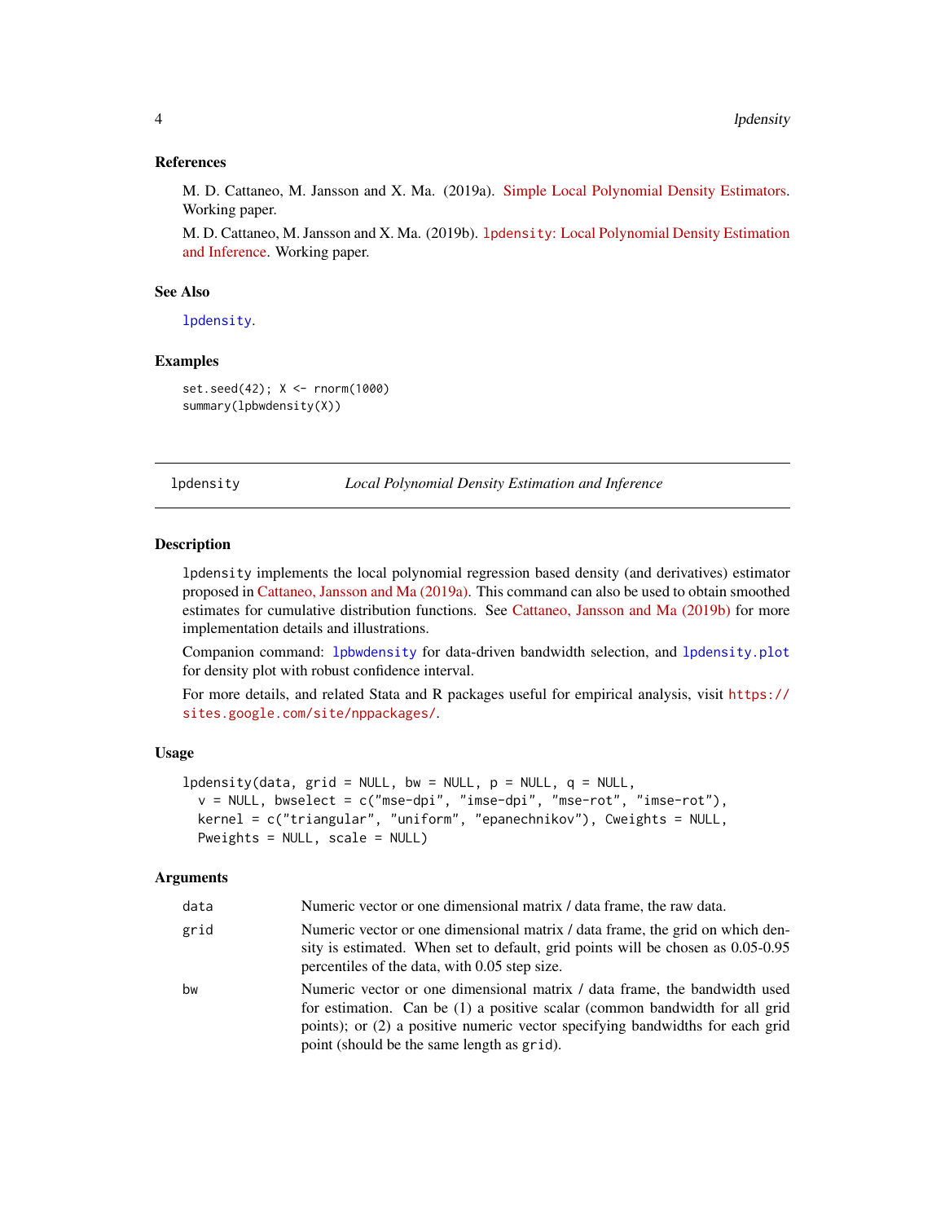### References

M. D. Cattaneo, M. Jansson and X. Ma. (2019a). Simple Local Polynomial Density Estimators. Working paper.

M. D. Cattaneo, M. Jansson and X. Ma. (2019b). `lpdensity`: Local Polynomial Density Estimation and Inference. Working paper.

### See Also

`lpdensity`.

### Examples

```
set.seed(42); X <- rnorm(1000)
summary(lpbwdensity(X))
```

---

## lpdensity — *Local Polynomial Density Estimation and Inference*

---

### Description

`lpdensity` implements the local polynomial regression based density (and derivatives) estimator proposed in Cattaneo, Jansson and Ma (2019a). This command can also be used to obtain smoothed estimates for cumulative distribution functions. See Cattaneo, Jansson and Ma (2019b) for more implementation details and illustrations.

Companion command: `lpbwdensity` for data-driven bandwidth selection, and `lpdensity.plot` for density plot with robust confidence interval.

For more details, and related Stata and R packages useful for empirical analysis, visit `https://sites.google.com/site/nppackages/`.

### Usage

```
lpdensity(data, grid = NULL, bw = NULL, p = NULL, q = NULL,
  v = NULL, bwselect = c("mse-dpi", "imse-dpi", "mse-rot", "imse-rot"),
  kernel = c("triangular", "uniform", "epanechnikov"), Cweights = NULL,
  Pweights = NULL, scale = NULL)
```

### Arguments

| | |
|---|---|
| `data` | Numeric vector or one dimensional matrix / data frame, the raw data. |
| `grid` | Numeric vector or one dimensional matrix / data frame, the grid on which density is estimated. When set to default, grid points will be chosen as 0.05-0.95 percentiles of the data, with 0.05 step size. |
| `bw` | Numeric vector or one dimensional matrix / data frame, the bandwidth used for estimation. Can be (1) a positive scalar (common bandwidth for all grid points); or (2) a positive numeric vector specifying bandwidths for each grid point (should be the same length as `grid`). |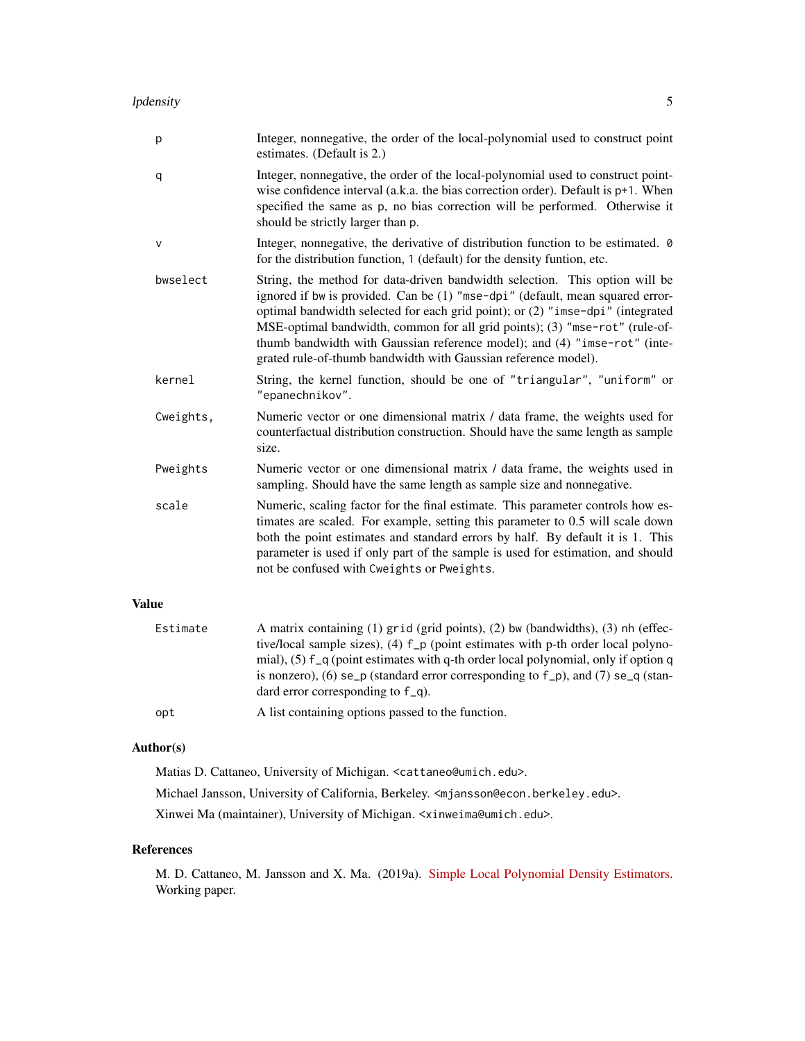| | |
|---|---|
| p | Integer, nonnegative, the order of the local-polynomial used to construct point estimates. (Default is 2.) |
| q | Integer, nonnegative, the order of the local-polynomial used to construct pointwise confidence interval (a.k.a. the bias correction order). Default is p+1. When specified the same as p, no bias correction will be performed. Otherwise it should be strictly larger than p. |
| v | Integer, nonnegative, the derivative of distribution function to be estimated. 0 for the distribution function, 1 (default) for the density funtion, etc. |
| bwselect | String, the method for data-driven bandwidth selection. This option will be ignored if bw is provided. Can be (1) "mse-dpi" (default, mean squared error-optimal bandwidth selected for each grid point); or (2) "imse-dpi" (integrated MSE-optimal bandwidth, common for all grid points); (3) "mse-rot" (rule-of-thumb bandwidth with Gaussian reference model); and (4) "imse-rot" (integrated rule-of-thumb bandwidth with Gaussian reference model). |
| kernel | String, the kernel function, should be one of "triangular", "uniform" or "epanechnikov". |
| Cweights, | Numeric vector or one dimensional matrix / data frame, the weights used for counterfactual distribution construction. Should have the same length as sample size. |
| Pweights | Numeric vector or one dimensional matrix / data frame, the weights used in sampling. Should have the same length as sample size and nonnegative. |
| scale | Numeric, scaling factor for the final estimate. This parameter controls how estimates are scaled. For example, setting this parameter to 0.5 will scale down both the point estimates and standard errors by half. By default it is 1. This parameter is used if only part of the sample is used for estimation, and should not be confused with Cweights or Pweights. |

## Value

| | |
|---|---|
| Estimate | A matrix containing (1) grid (grid points), (2) bw (bandwidths), (3) nh (effective/local sample sizes), (4) f_p (point estimates with p-th order local polynomial), (5) f_q (point estimates with q-th order local polynomial, only if option q is nonzero), (6) se_p (standard error corresponding to f_p), and (7) se_q (standard error corresponding to f_q). |
| opt | A list containing options passed to the function. |

## Author(s)

Matias D. Cattaneo, University of Michigan. <cattaneo@umich.edu>.

Michael Jansson, University of California, Berkeley. <mjansson@econ.berkeley.edu>.

Xinwei Ma (maintainer), University of Michigan. <xinweima@umich.edu>.

## References

M. D. Cattaneo, M. Jansson and X. Ma. (2019a). Simple Local Polynomial Density Estimators. Working paper.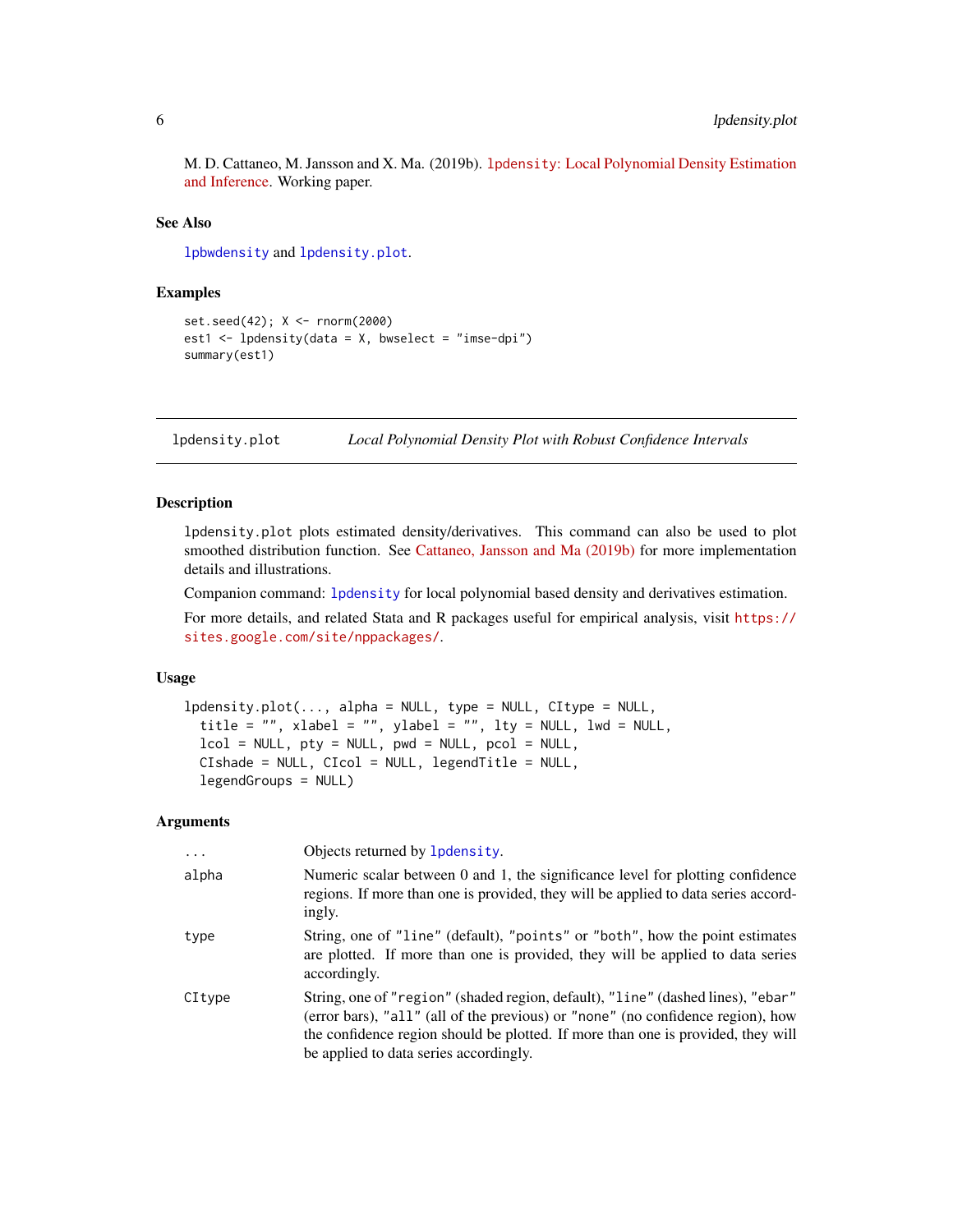M. D. Cattaneo, M. Jansson and X. Ma. (2019b). lpdensity: Local Polynomial Density Estimation and Inference. Working paper.

### See Also

lpbwdensity and lpdensity.plot.

### Examples

```
set.seed(42); X <- rnorm(2000)
est1 <- lpdensity(data = X, bwselect = "imse-dpi")
summary(est1)
```

---

## lpdensity.plot — *Local Polynomial Density Plot with Robust Confidence Intervals*

### Description

lpdensity.plot plots estimated density/derivatives. This command can also be used to plot smoothed distribution function. See Cattaneo, Jansson and Ma (2019b) for more implementation details and illustrations.

Companion command: lpdensity for local polynomial based density and derivatives estimation.

For more details, and related Stata and R packages useful for empirical analysis, visit https://sites.google.com/site/nppackages/.

### Usage

```
lpdensity.plot(..., alpha = NULL, type = NULL, CItype = NULL,
  title = "", xlabel = "", ylabel = "", lty = NULL, lwd = NULL,
  lcol = NULL, pty = NULL, pwd = NULL, pcol = NULL,
  CIshade = NULL, CIcol = NULL, legendTitle = NULL,
  legendGroups = NULL)
```

### Arguments

| | |
|---|---|
| `...` | Objects returned by lpdensity. |
| `alpha` | Numeric scalar between 0 and 1, the significance level for plotting confidence regions. If more than one is provided, they will be applied to data series accordingly. |
| `type` | String, one of "line" (default), "points" or "both", how the point estimates are plotted. If more than one is provided, they will be applied to data series accordingly. |
| `CItype` | String, one of "region" (shaded region, default), "line" (dashed lines), "ebar" (error bars), "all" (all of the previous) or "none" (no confidence region), how the confidence region should be plotted. If more than one is provided, they will be applied to data series accordingly. |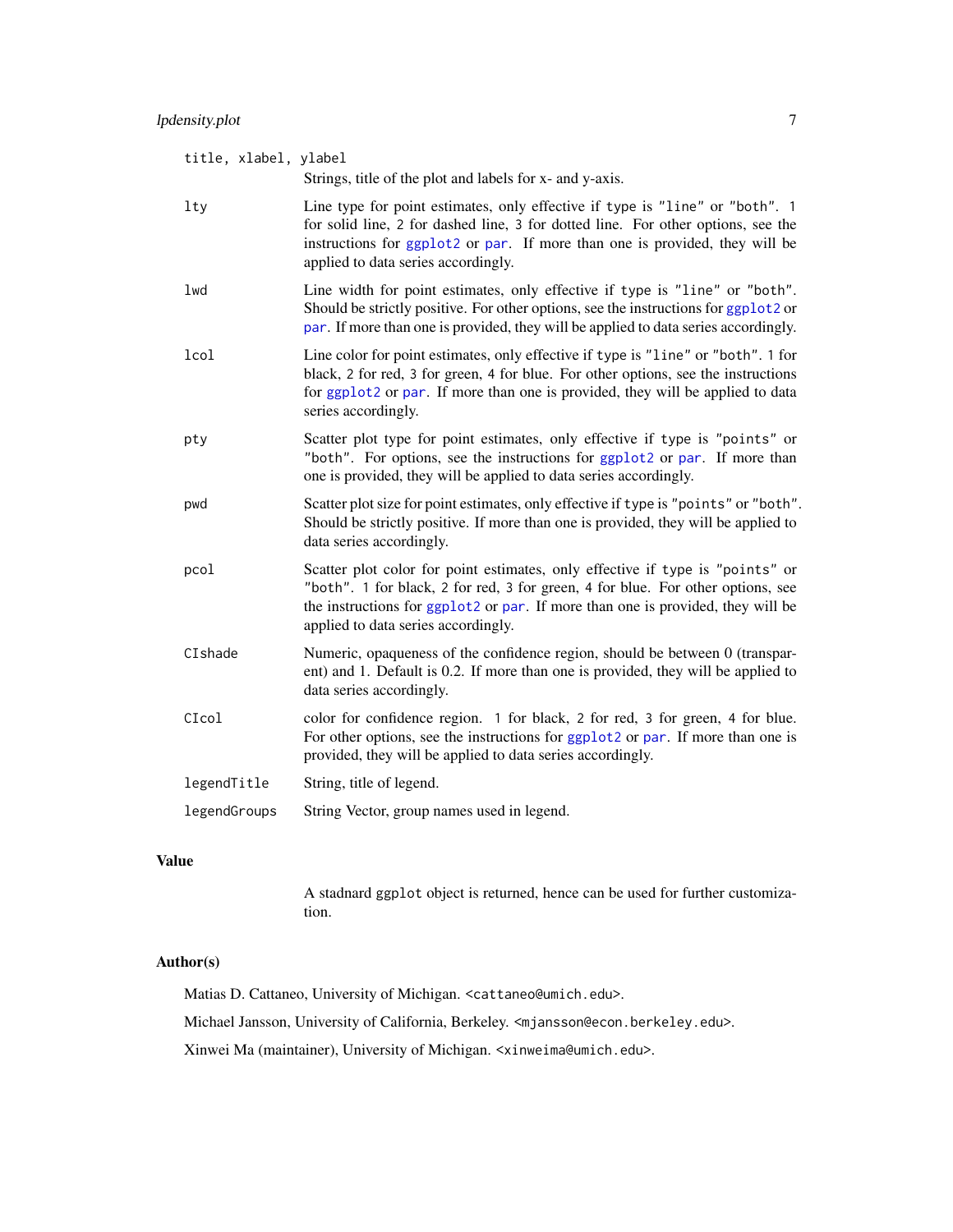`title, xlabel, ylabel`
: Strings, title of the plot and labels for x- and y-axis.

`lty`
: Line type for point estimates, only effective if `type` is `"line"` or `"both"`. `1` for solid line, `2` for dashed line, `3` for dotted line. For other options, see the instructions for ggplot2 or par. If more than one is provided, they will be applied to data series accordingly.

`lwd`
: Line width for point estimates, only effective if `type` is `"line"` or `"both"`. Should be strictly positive. For other options, see the instructions for ggplot2 or par. If more than one is provided, they will be applied to data series accordingly.

`lcol`
: Line color for point estimates, only effective if `type` is `"line"` or `"both"`. `1` for black, `2` for red, `3` for green, `4` for blue. For other options, see the instructions for ggplot2 or par. If more than one is provided, they will be applied to data series accordingly.

`pty`
: Scatter plot type for point estimates, only effective if `type` is `"points"` or `"both"`. For options, see the instructions for ggplot2 or par. If more than one is provided, they will be applied to data series accordingly.

`pwd`
: Scatter plot size for point estimates, only effective if `type` is `"points"` or `"both"`. Should be strictly positive. If more than one is provided, they will be applied to data series accordingly.

`pcol`
: Scatter plot color for point estimates, only effective if `type` is `"points"` or `"both"`. `1` for black, `2` for red, `3` for green, `4` for blue. For other options, see the instructions for ggplot2 or par. If more than one is provided, they will be applied to data series accordingly.

`CIshade`
: Numeric, opaqueness of the confidence region, should be between 0 (transparent) and 1. Default is 0.2. If more than one is provided, they will be applied to data series accordingly.

`CIcol`
: color for confidence region. `1` for black, `2` for red, `3` for green, `4` for blue. For other options, see the instructions for ggplot2 or par. If more than one is provided, they will be applied to data series accordingly.

`legendTitle`
: String, title of legend.

`legendGroups`
: String Vector, group names used in legend.

## Value

A stadnard `ggplot` object is returned, hence can be used for further customization.

## Author(s)

Matias D. Cattaneo, University of Michigan. `<cattaneo@umich.edu>`.

Michael Jansson, University of California, Berkeley. `<mjansson@econ.berkeley.edu>`.

Xinwei Ma (maintainer), University of Michigan. `<xinweima@umich.edu>`.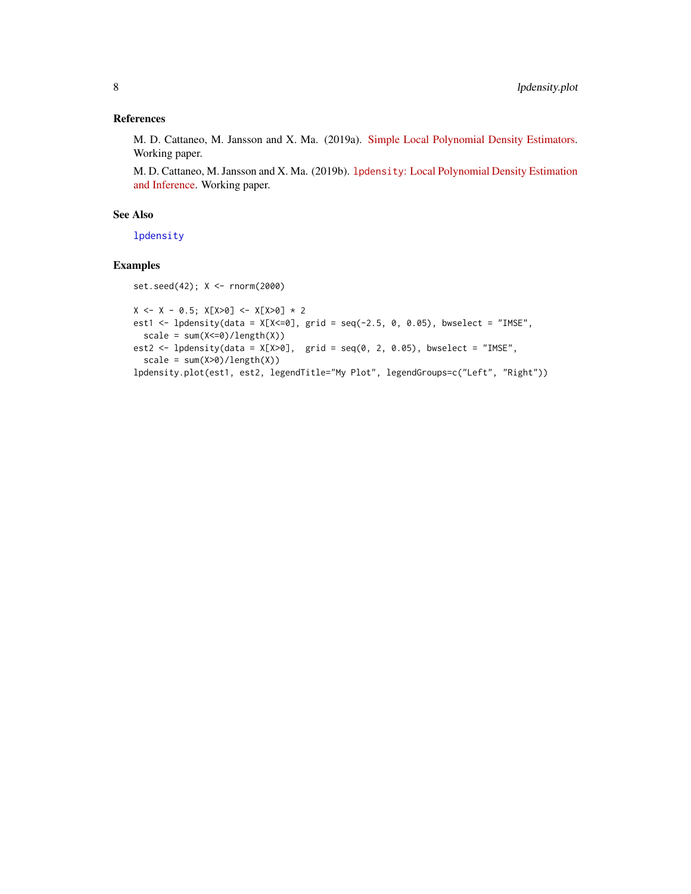## References

M. D. Cattaneo, M. Jansson and X. Ma. (2019a). Simple Local Polynomial Density Estimators. Working paper.

M. D. Cattaneo, M. Jansson and X. Ma. (2019b). `lpdensity`: Local Polynomial Density Estimation and Inference. Working paper.

## See Also

`lpdensity`

## Examples

```
set.seed(42); X <- rnorm(2000)

X <- X - 0.5; X[X>0] <- X[X>0] * 2
est1 <- lpdensity(data = X[X<=0], grid = seq(-2.5, 0, 0.05), bwselect = "IMSE",
  scale = sum(X<=0)/length(X))
est2 <- lpdensity(data = X[X>0],  grid = seq(0, 2, 0.05), bwselect = "IMSE",
  scale = sum(X>0)/length(X))
lpdensity.plot(est1, est2, legendTitle="My Plot", legendGroups=c("Left", "Right"))
```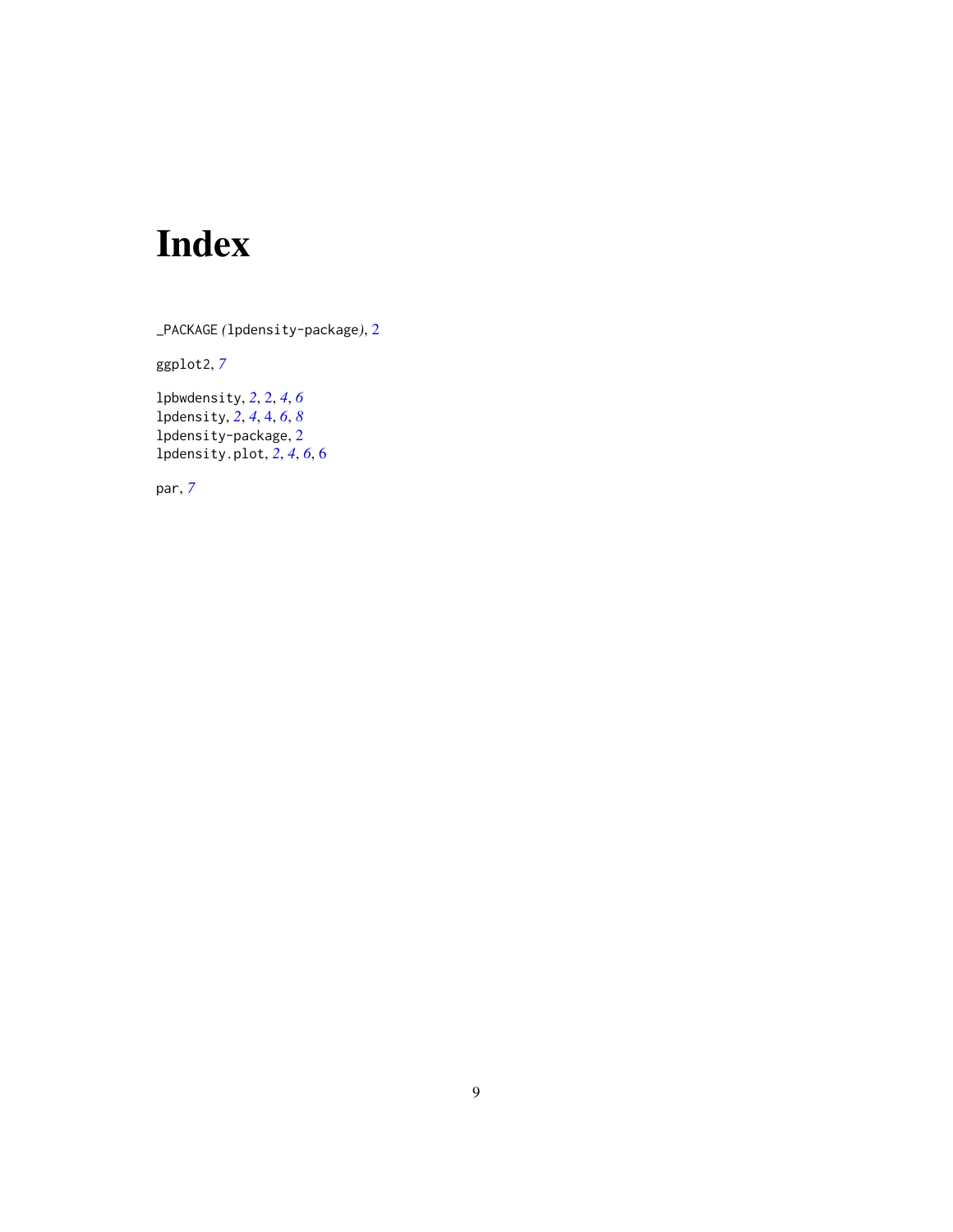# Index

_PACKAGE (lpdensity-package), 2

ggplot2, *7*

lpbwdensity, *2*, 2, *4*, *6*
lpdensity, *2*, *4*, 4, *6*, *8*
lpdensity-package, 2
lpdensity.plot, *2*, *4*, *6*, 6

par, *7*